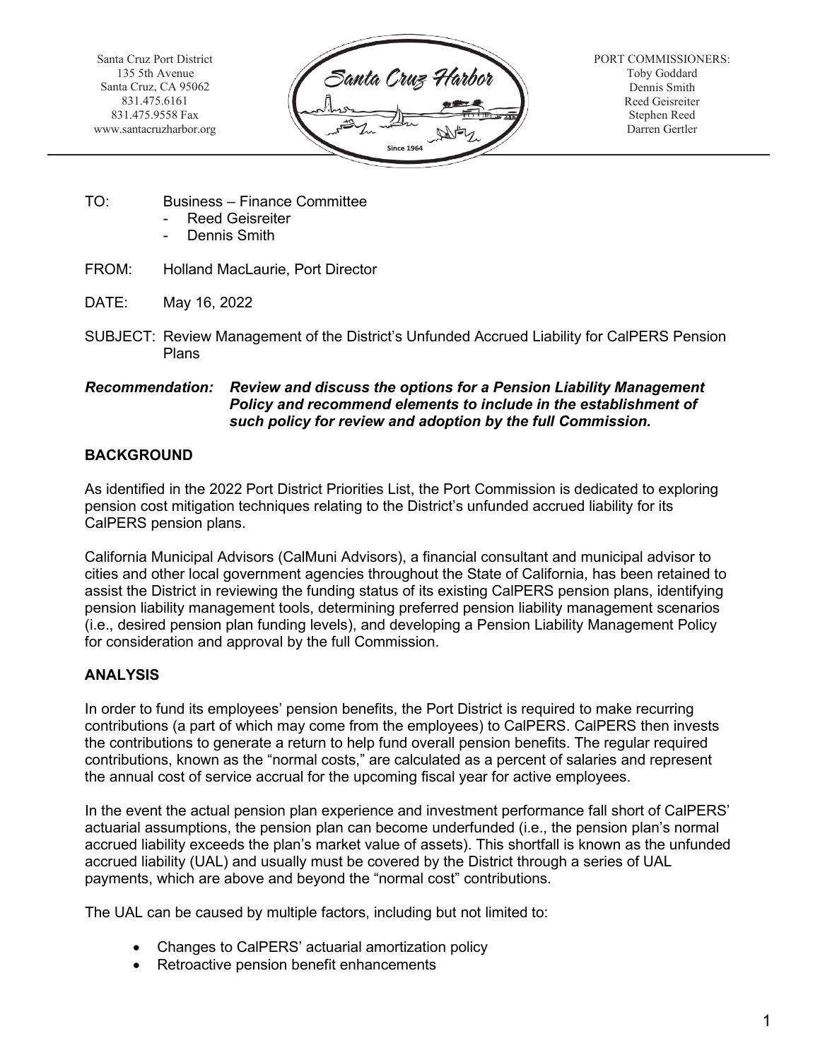Santa Cruz Port District
135 5th Avenue
Santa Cruz, CA 95062
831.475.6161
831.475.9558 Fax
www.santacruzharbor.org

Santa Cruz Harbor
Since 1964

PORT COMMISSIONERS:
Toby Goddard
Dennis Smith
Reed Geisreiter
Stephen Reed
Darren Gertler

---

TO: Business – Finance Committee
- Reed Geisreiter
- Dennis Smith

FROM: Holland MacLaurie, Port Director

DATE: May 16, 2022

SUBJECT: Review Management of the District's Unfunded Accrued Liability for CalPERS Pension Plans

***Recommendation: Review and discuss the options for a Pension Liability Management Policy and recommend elements to include in the establishment of such policy for review and adoption by the full Commission.***

## BACKGROUND

As identified in the 2022 Port District Priorities List, the Port Commission is dedicated to exploring pension cost mitigation techniques relating to the District's unfunded accrued liability for its CalPERS pension plans.

California Municipal Advisors (CalMuni Advisors), a financial consultant and municipal advisor to cities and other local government agencies throughout the State of California, has been retained to assist the District in reviewing the funding status of its existing CalPERS pension plans, identifying pension liability management tools, determining preferred pension liability management scenarios (i.e., desired pension plan funding levels), and developing a Pension Liability Management Policy for consideration and approval by the full Commission.

## ANALYSIS

In order to fund its employees' pension benefits, the Port District is required to make recurring contributions (a part of which may come from the employees) to CalPERS. CalPERS then invests the contributions to generate a return to help fund overall pension benefits. The regular required contributions, known as the "normal costs," are calculated as a percent of salaries and represent the annual cost of service accrual for the upcoming fiscal year for active employees.

In the event the actual pension plan experience and investment performance fall short of CalPERS' actuarial assumptions, the pension plan can become underfunded (i.e., the pension plan's normal accrued liability exceeds the plan's market value of assets). This shortfall is known as the unfunded accrued liability (UAL) and usually must be covered by the District through a series of UAL payments, which are above and beyond the "normal cost" contributions.

The UAL can be caused by multiple factors, including but not limited to:

- Changes to CalPERS' actuarial amortization policy
- Retroactive pension benefit enhancements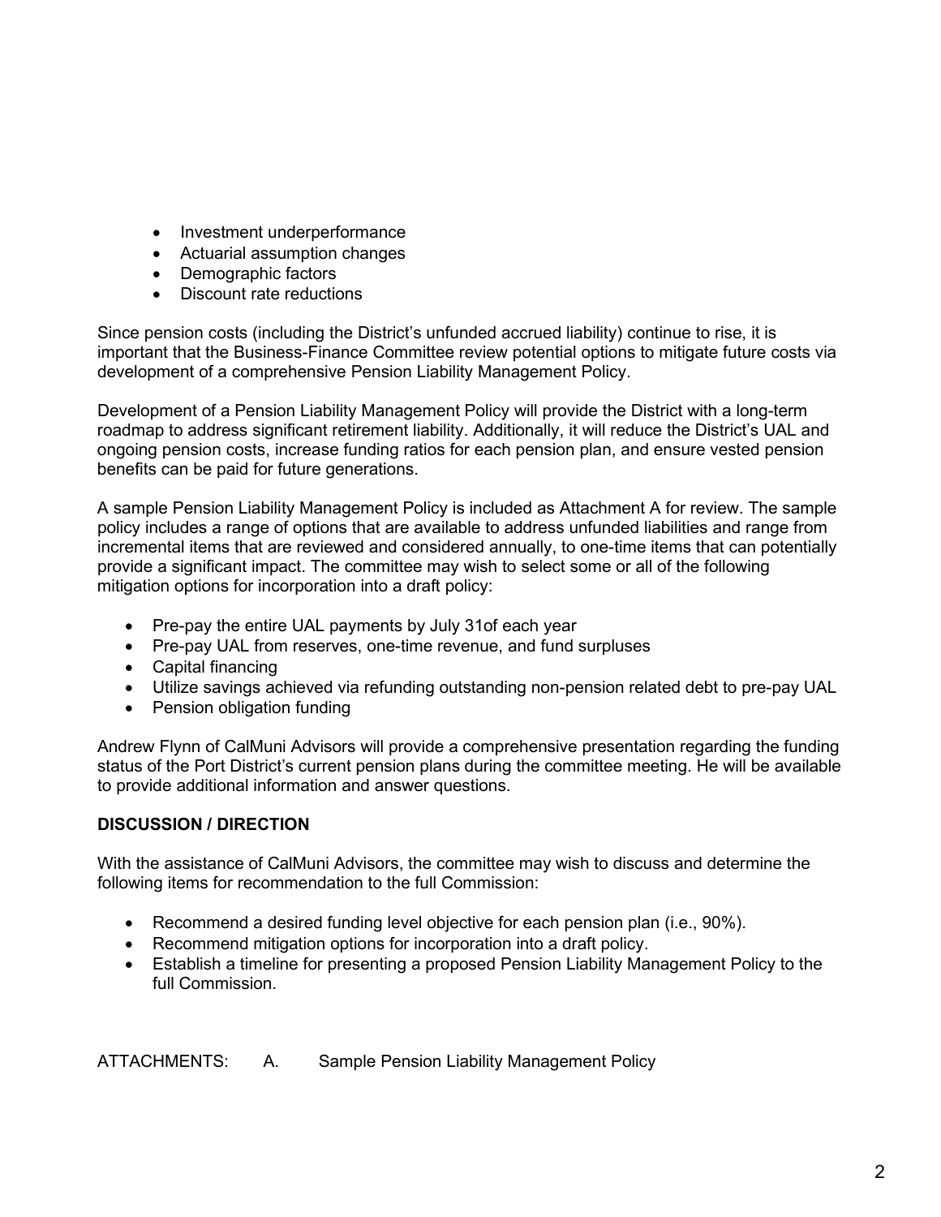- Investment underperformance
- Actuarial assumption changes
- Demographic factors
- Discount rate reductions

Since pension costs (including the District's unfunded accrued liability) continue to rise, it is important that the Business-Finance Committee review potential options to mitigate future costs via development of a comprehensive Pension Liability Management Policy.

Development of a Pension Liability Management Policy will provide the District with a long-term roadmap to address significant retirement liability. Additionally, it will reduce the District's UAL and ongoing pension costs, increase funding ratios for each pension plan, and ensure vested pension benefits can be paid for future generations.

A sample Pension Liability Management Policy is included as Attachment A for review. The sample policy includes a range of options that are available to address unfunded liabilities and range from incremental items that are reviewed and considered annually, to one-time items that can potentially provide a significant impact. The committee may wish to select some or all of the following mitigation options for incorporation into a draft policy:

- Pre-pay the entire UAL payments by July 31of each year
- Pre-pay UAL from reserves, one-time revenue, and fund surpluses
- Capital financing
- Utilize savings achieved via refunding outstanding non-pension related debt to pre-pay UAL
- Pension obligation funding

Andrew Flynn of CalMuni Advisors will provide a comprehensive presentation regarding the funding status of the Port District's current pension plans during the committee meeting. He will be available to provide additional information and answer questions.

**DISCUSSION / DIRECTION**

With the assistance of CalMuni Advisors, the committee may wish to discuss and determine the following items for recommendation to the full Commission:

- Recommend a desired funding level objective for each pension plan (i.e., 90%).
- Recommend mitigation options for incorporation into a draft policy.
- Establish a timeline for presenting a proposed Pension Liability Management Policy to the full Commission.

ATTACHMENTS: A. Sample Pension Liability Management Policy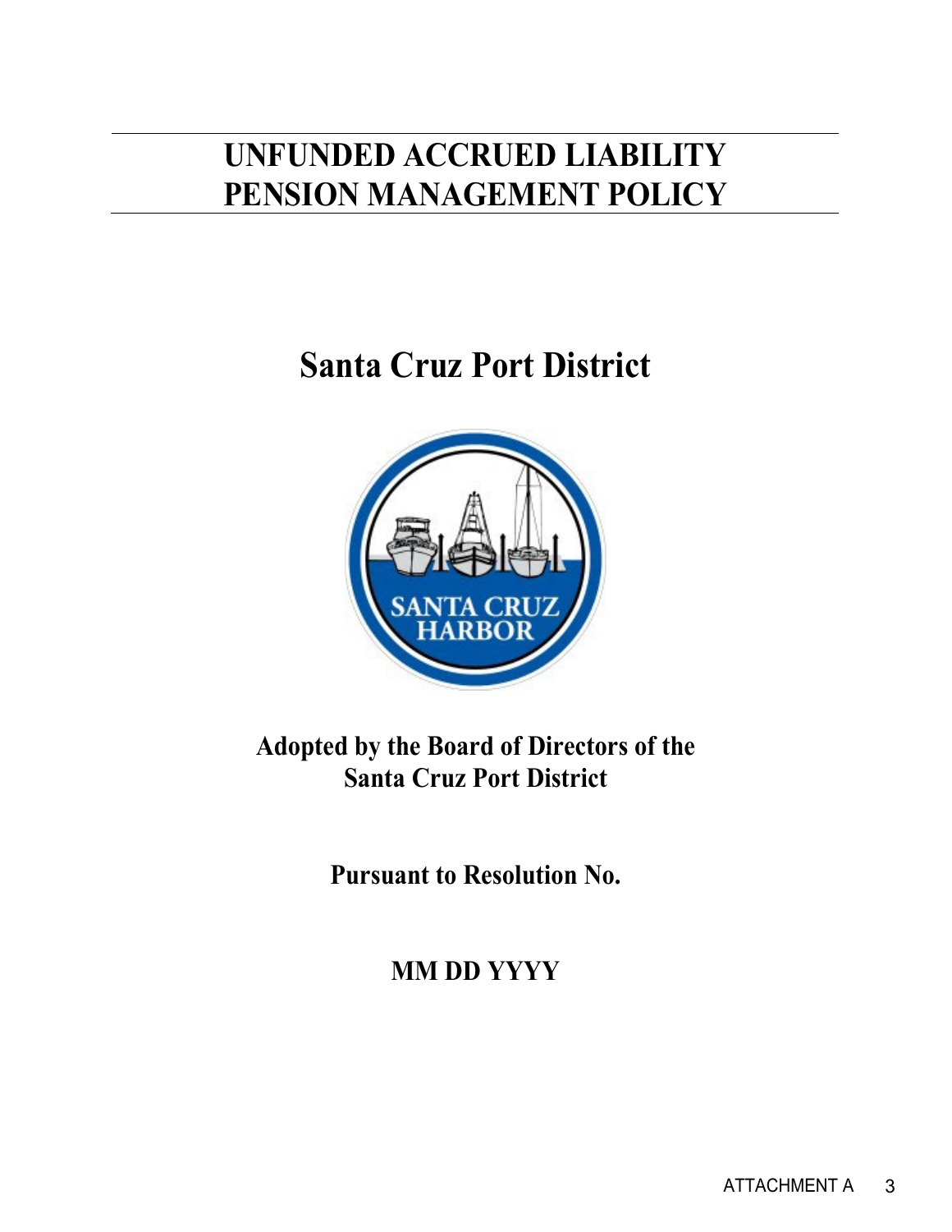# UNFUNDED ACCRUED LIABILITY PENSION MANAGEMENT POLICY

## Santa Cruz Port District

**Adopted by the Board of Directors of the Santa Cruz Port District**

**Pursuant to Resolution No.**

**MM DD YYYY**

ATTACHMENT A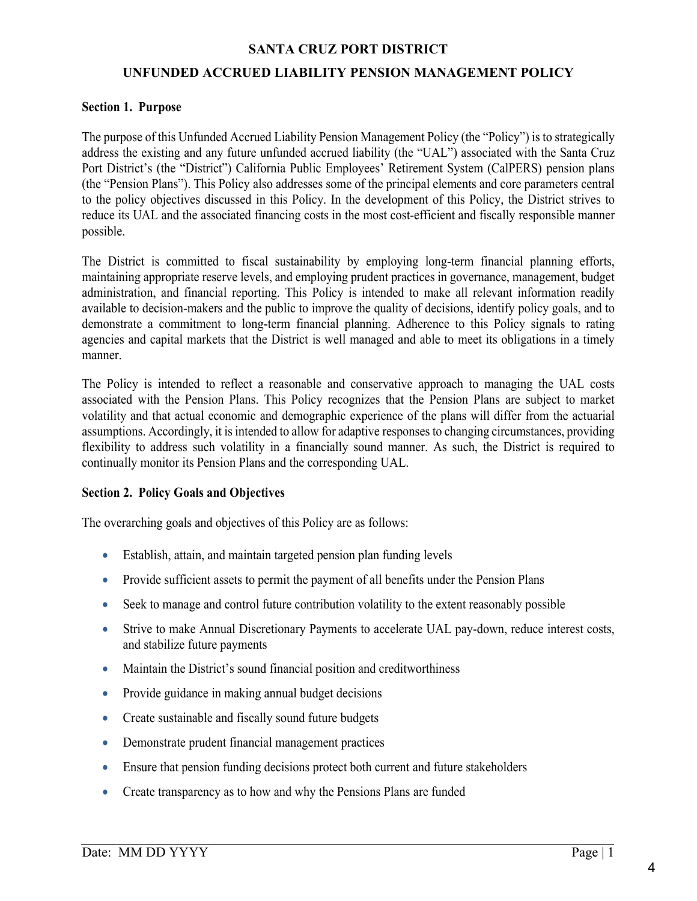# SANTA CRUZ PORT DISTRICT

## UNFUNDED ACCRUED LIABILITY PENSION MANAGEMENT POLICY

**Section 1. Purpose**

The purpose of this Unfunded Accrued Liability Pension Management Policy (the "Policy") is to strategically address the existing and any future unfunded accrued liability (the "UAL") associated with the Santa Cruz Port District's (the "District") California Public Employees' Retirement System (CalPERS) pension plans (the "Pension Plans"). This Policy also addresses some of the principal elements and core parameters central to the policy objectives discussed in this Policy. In the development of this Policy, the District strives to reduce its UAL and the associated financing costs in the most cost-efficient and fiscally responsible manner possible.

The District is committed to fiscal sustainability by employing long-term financial planning efforts, maintaining appropriate reserve levels, and employing prudent practices in governance, management, budget administration, and financial reporting. This Policy is intended to make all relevant information readily available to decision-makers and the public to improve the quality of decisions, identify policy goals, and to demonstrate a commitment to long-term financial planning. Adherence to this Policy signals to rating agencies and capital markets that the District is well managed and able to meet its obligations in a timely manner.

The Policy is intended to reflect a reasonable and conservative approach to managing the UAL costs associated with the Pension Plans. This Policy recognizes that the Pension Plans are subject to market volatility and that actual economic and demographic experience of the plans will differ from the actuarial assumptions. Accordingly, it is intended to allow for adaptive responses to changing circumstances, providing flexibility to address such volatility in a financially sound manner. As such, the District is required to continually monitor its Pension Plans and the corresponding UAL.

**Section 2. Policy Goals and Objectives**

The overarching goals and objectives of this Policy are as follows:

- Establish, attain, and maintain targeted pension plan funding levels
- Provide sufficient assets to permit the payment of all benefits under the Pension Plans
- Seek to manage and control future contribution volatility to the extent reasonably possible
- Strive to make Annual Discretionary Payments to accelerate UAL pay-down, reduce interest costs, and stabilize future payments
- Maintain the District's sound financial position and creditworthiness
- Provide guidance in making annual budget decisions
- Create sustainable and fiscally sound future budgets
- Demonstrate prudent financial management practices
- Ensure that pension funding decisions protect both current and future stakeholders
- Create transparency as to how and why the Pensions Plans are funded

Date: MM DD YYYY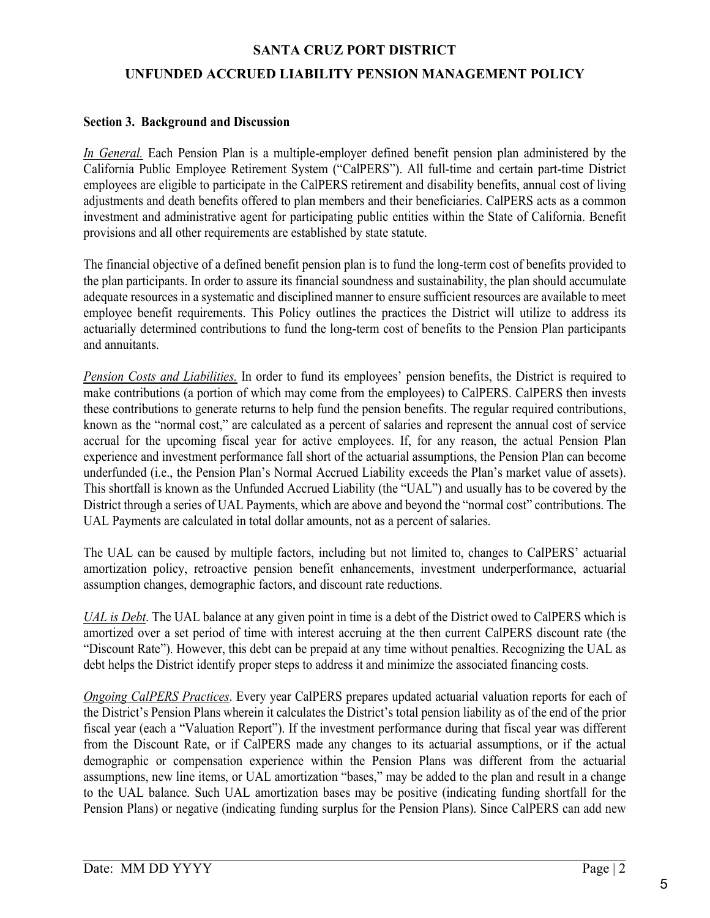## Section 3. Background and Discussion

*In General.* Each Pension Plan is a multiple-employer defined benefit pension plan administered by the California Public Employee Retirement System ("CalPERS"). All full-time and certain part-time District employees are eligible to participate in the CalPERS retirement and disability benefits, annual cost of living adjustments and death benefits offered to plan members and their beneficiaries. CalPERS acts as a common investment and administrative agent for participating public entities within the State of California. Benefit provisions and all other requirements are established by state statute.

The financial objective of a defined benefit pension plan is to fund the long-term cost of benefits provided to the plan participants. In order to assure its financial soundness and sustainability, the plan should accumulate adequate resources in a systematic and disciplined manner to ensure sufficient resources are available to meet employee benefit requirements. This Policy outlines the practices the District will utilize to address its actuarially determined contributions to fund the long-term cost of benefits to the Pension Plan participants and annuitants.

*Pension Costs and Liabilities.* In order to fund its employees' pension benefits, the District is required to make contributions (a portion of which may come from the employees) to CalPERS. CalPERS then invests these contributions to generate returns to help fund the pension benefits. The regular required contributions, known as the "normal cost," are calculated as a percent of salaries and represent the annual cost of service accrual for the upcoming fiscal year for active employees. If, for any reason, the actual Pension Plan experience and investment performance fall short of the actuarial assumptions, the Pension Plan can become underfunded (i.e., the Pension Plan's Normal Accrued Liability exceeds the Plan's market value of assets). This shortfall is known as the Unfunded Accrued Liability (the "UAL") and usually has to be covered by the District through a series of UAL Payments, which are above and beyond the "normal cost" contributions. The UAL Payments are calculated in total dollar amounts, not as a percent of salaries.

The UAL can be caused by multiple factors, including but not limited to, changes to CalPERS' actuarial amortization policy, retroactive pension benefit enhancements, investment underperformance, actuarial assumption changes, demographic factors, and discount rate reductions.

*UAL is Debt*. The UAL balance at any given point in time is a debt of the District owed to CalPERS which is amortized over a set period of time with interest accruing at the then current CalPERS discount rate (the "Discount Rate"). However, this debt can be prepaid at any time without penalties. Recognizing the UAL as debt helps the District identify proper steps to address it and minimize the associated financing costs.

*Ongoing CalPERS Practices*. Every year CalPERS prepares updated actuarial valuation reports for each of the District's Pension Plans wherein it calculates the District's total pension liability as of the end of the prior fiscal year (each a "Valuation Report"). If the investment performance during that fiscal year was different from the Discount Rate, or if CalPERS made any changes to its actuarial assumptions, or if the actual demographic or compensation experience within the Pension Plans was different from the actuarial assumptions, new line items, or UAL amortization "bases," may be added to the plan and result in a change to the UAL balance. Such UAL amortization bases may be positive (indicating funding shortfall for the Pension Plans) or negative (indicating funding surplus for the Pension Plans). Since CalPERS can add new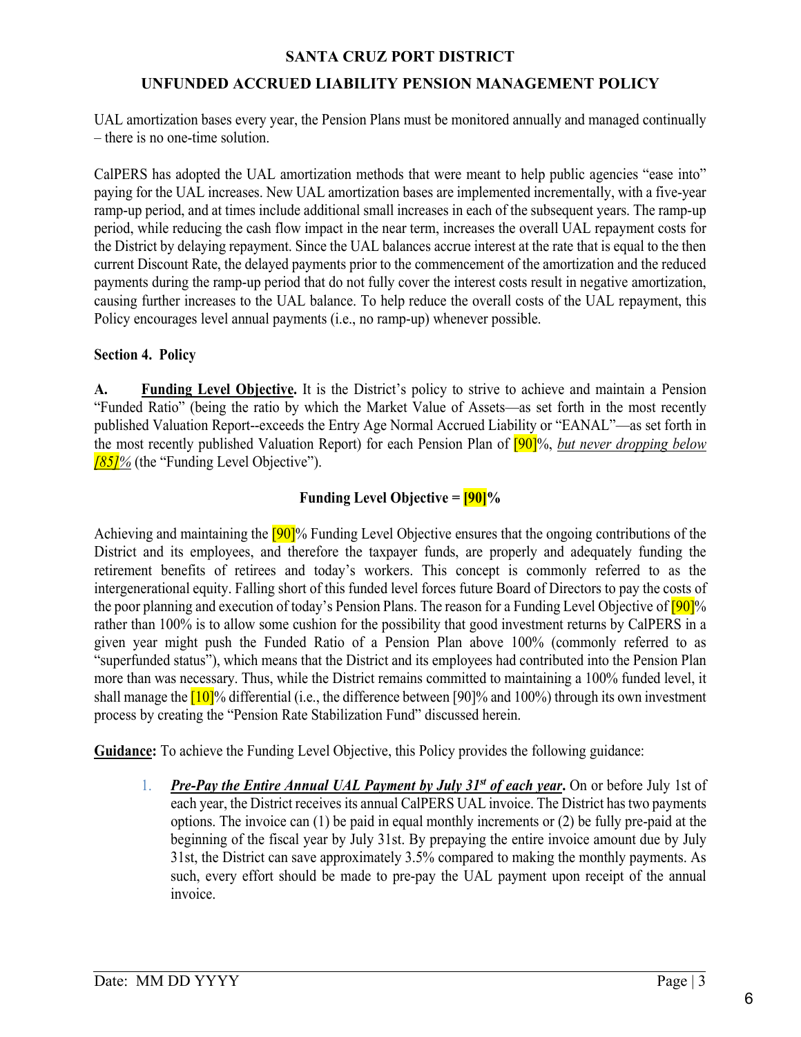UAL amortization bases every year, the Pension Plans must be monitored annually and managed continually – there is no one-time solution.

CalPERS has adopted the UAL amortization methods that were meant to help public agencies "ease into" paying for the UAL increases. New UAL amortization bases are implemented incrementally, with a five-year ramp-up period, and at times include additional small increases in each of the subsequent years. The ramp-up period, while reducing the cash flow impact in the near term, increases the overall UAL repayment costs for the District by delaying repayment. Since the UAL balances accrue interest at the rate that is equal to the then current Discount Rate, the delayed payments prior to the commencement of the amortization and the reduced payments during the ramp-up period that do not fully cover the interest costs result in negative amortization, causing further increases to the UAL balance. To help reduce the overall costs of the UAL repayment, this Policy encourages level annual payments (i.e., no ramp-up) whenever possible.

**Section 4. Policy**

**A. Funding Level Objective.** It is the District's policy to strive to achieve and maintain a Pension "Funded Ratio" (being the ratio by which the Market Value of Assets—as set forth in the most recently published Valuation Report--exceeds the Entry Age Normal Accrued Liability or "EANAL"—as set forth in the most recently published Valuation Report) for each Pension Plan of [90]%, *but never dropping below [85]%* (the "Funding Level Objective").

**Funding Level Objective = [90]%**

Achieving and maintaining the [90]% Funding Level Objective ensures that the ongoing contributions of the District and its employees, and therefore the taxpayer funds, are properly and adequately funding the retirement benefits of retirees and today's workers. This concept is commonly referred to as the intergenerational equity. Falling short of this funded level forces future Board of Directors to pay the costs of the poor planning and execution of today's Pension Plans. The reason for a Funding Level Objective of [90]% rather than 100% is to allow some cushion for the possibility that good investment returns by CalPERS in a given year might push the Funded Ratio of a Pension Plan above 100% (commonly referred to as "superfunded status"), which means that the District and its employees had contributed into the Pension Plan more than was necessary. Thus, while the District remains committed to maintaining a 100% funded level, it shall manage the [10]% differential (i.e., the difference between [90]% and 100%) through its own investment process by creating the "Pension Rate Stabilization Fund" discussed herein.

**Guidance:** To achieve the Funding Level Objective, this Policy provides the following guidance:

1. ***Pre-Pay the Entire Annual UAL Payment by July 31st of each year*****.** On or before July 1st of each year, the District receives its annual CalPERS UAL invoice. The District has two payments options. The invoice can (1) be paid in equal monthly increments or (2) be fully pre-paid at the beginning of the fiscal year by July 31st. By prepaying the entire invoice amount due by July 31st, the District can save approximately 3.5% compared to making the monthly payments. As such, every effort should be made to pre-pay the UAL payment upon receipt of the annual invoice.

Date: MM DD YYYY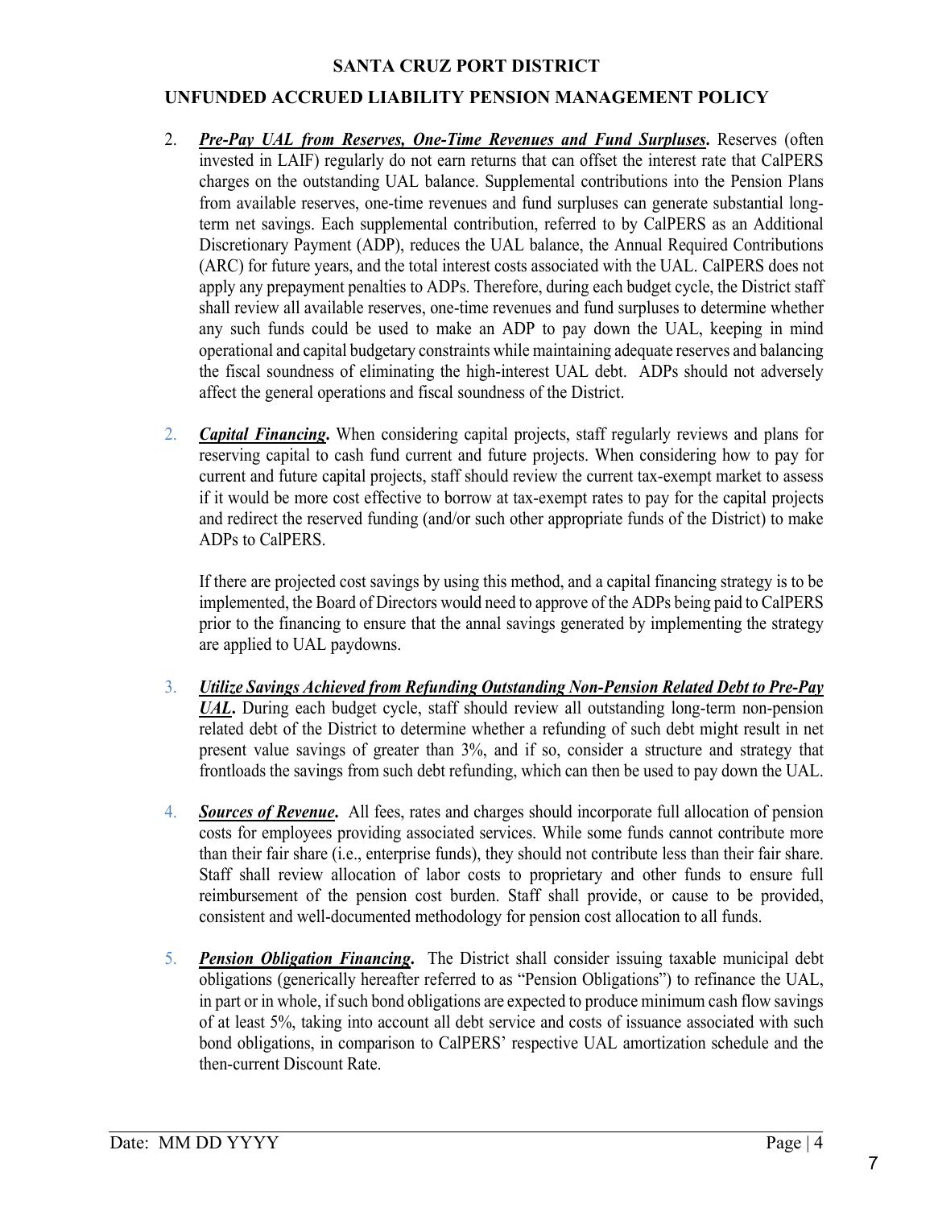2. ***Pre-Pay UAL from Reserves, One-Time Revenues and Fund Surpluses*****.** Reserves (often invested in LAIF) regularly do not earn returns that can offset the interest rate that CalPERS charges on the outstanding UAL balance. Supplemental contributions into the Pension Plans from available reserves, one-time revenues and fund surpluses can generate substantial long-term net savings. Each supplemental contribution, referred to by CalPERS as an Additional Discretionary Payment (ADP), reduces the UAL balance, the Annual Required Contributions (ARC) for future years, and the total interest costs associated with the UAL. CalPERS does not apply any prepayment penalties to ADPs. Therefore, during each budget cycle, the District staff shall review all available reserves, one-time revenues and fund surpluses to determine whether any such funds could be used to make an ADP to pay down the UAL, keeping in mind operational and capital budgetary constraints while maintaining adequate reserves and balancing the fiscal soundness of eliminating the high-interest UAL debt. ADPs should not adversely affect the general operations and fiscal soundness of the District.

2. ***Capital Financing*****.** When considering capital projects, staff regularly reviews and plans for reserving capital to cash fund current and future projects. When considering how to pay for current and future capital projects, staff should review the current tax-exempt market to assess if it would be more cost effective to borrow at tax-exempt rates to pay for the capital projects and redirect the reserved funding (and/or such other appropriate funds of the District) to make ADPs to CalPERS.

   If there are projected cost savings by using this method, and a capital financing strategy is to be implemented, the Board of Directors would need to approve of the ADPs being paid to CalPERS prior to the financing to ensure that the annal savings generated by implementing the strategy are applied to UAL paydowns.

3. ***Utilize Savings Achieved from Refunding Outstanding Non-Pension Related Debt to Pre-Pay UAL*****.** During each budget cycle, staff should review all outstanding long-term non-pension related debt of the District to determine whether a refunding of such debt might result in net present value savings of greater than 3%, and if so, consider a structure and strategy that frontloads the savings from such debt refunding, which can then be used to pay down the UAL.

4. ***Sources of Revenue*****.** All fees, rates and charges should incorporate full allocation of pension costs for employees providing associated services. While some funds cannot contribute more than their fair share (i.e., enterprise funds), they should not contribute less than their fair share. Staff shall review allocation of labor costs to proprietary and other funds to ensure full reimbursement of the pension cost burden. Staff shall provide, or cause to be provided, consistent and well-documented methodology for pension cost allocation to all funds.

5. ***Pension Obligation Financing*****.** The District shall consider issuing taxable municipal debt obligations (generically hereafter referred to as "Pension Obligations") to refinance the UAL, in part or in whole, if such bond obligations are expected to produce minimum cash flow savings of at least 5%, taking into account all debt service and costs of issuance associated with such bond obligations, in comparison to CalPERS' respective UAL amortization schedule and the then-current Discount Rate.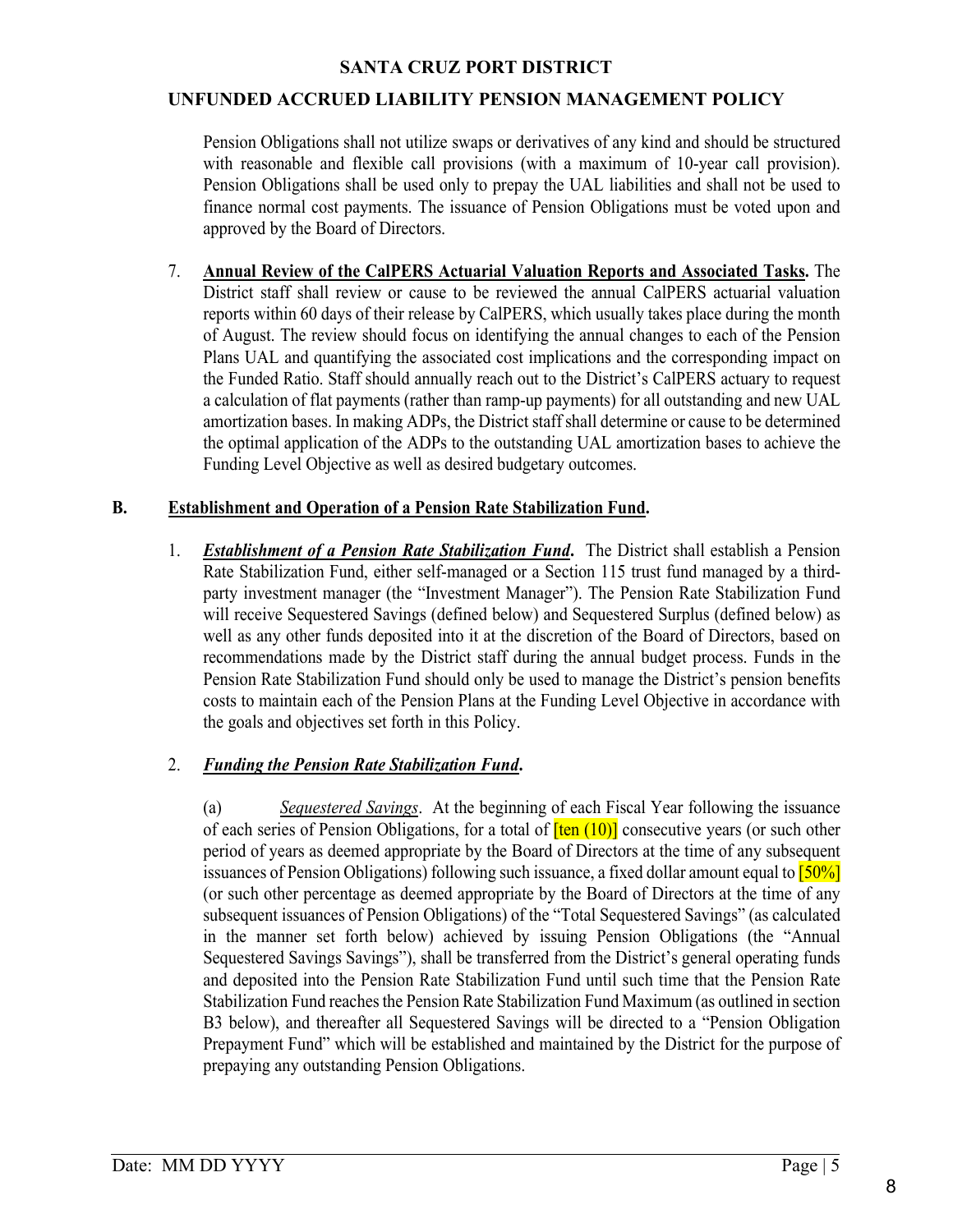Pension Obligations shall not utilize swaps or derivatives of any kind and should be structured with reasonable and flexible call provisions (with a maximum of 10-year call provision). Pension Obligations shall be used only to prepay the UAL liabilities and shall not be used to finance normal cost payments. The issuance of Pension Obligations must be voted upon and approved by the Board of Directors.

7. **Annual Review of the CalPERS Actuarial Valuation Reports and Associated Tasks.** The District staff shall review or cause to be reviewed the annual CalPERS actuarial valuation reports within 60 days of their release by CalPERS, which usually takes place during the month of August. The review should focus on identifying the annual changes to each of the Pension Plans UAL and quantifying the associated cost implications and the corresponding impact on the Funded Ratio. Staff should annually reach out to the District's CalPERS actuary to request a calculation of flat payments (rather than ramp-up payments) for all outstanding and new UAL amortization bases. In making ADPs, the District staff shall determine or cause to be determined the optimal application of the ADPs to the outstanding UAL amortization bases to achieve the Funding Level Objective as well as desired budgetary outcomes.

## B. Establishment and Operation of a Pension Rate Stabilization Fund.

1. ***Establishment of a Pension Rate Stabilization Fund.*** The District shall establish a Pension Rate Stabilization Fund, either self-managed or a Section 115 trust fund managed by a third-party investment manager (the "Investment Manager"). The Pension Rate Stabilization Fund will receive Sequestered Savings (defined below) and Sequestered Surplus (defined below) as well as any other funds deposited into it at the discretion of the Board of Directors, based on recommendations made by the District staff during the annual budget process. Funds in the Pension Rate Stabilization Fund should only be used to manage the District's pension benefits costs to maintain each of the Pension Plans at the Funding Level Objective in accordance with the goals and objectives set forth in this Policy.

2. ***Funding the Pension Rate Stabilization Fund.***

(a) *Sequestered Savings*. At the beginning of each Fiscal Year following the issuance of each series of Pension Obligations, for a total of [ten (10)] consecutive years (or such other period of years as deemed appropriate by the Board of Directors at the time of any subsequent issuances of Pension Obligations) following such issuance, a fixed dollar amount equal to [50%] (or such other percentage as deemed appropriate by the Board of Directors at the time of any subsequent issuances of Pension Obligations) of the "Total Sequestered Savings" (as calculated in the manner set forth below) achieved by issuing Pension Obligations (the "Annual Sequestered Savings Savings"), shall be transferred from the District's general operating funds and deposited into the Pension Rate Stabilization Fund until such time that the Pension Rate Stabilization Fund reaches the Pension Rate Stabilization Fund Maximum (as outlined in section B3 below), and thereafter all Sequestered Savings will be directed to a "Pension Obligation Prepayment Fund" which will be established and maintained by the District for the purpose of prepaying any outstanding Pension Obligations.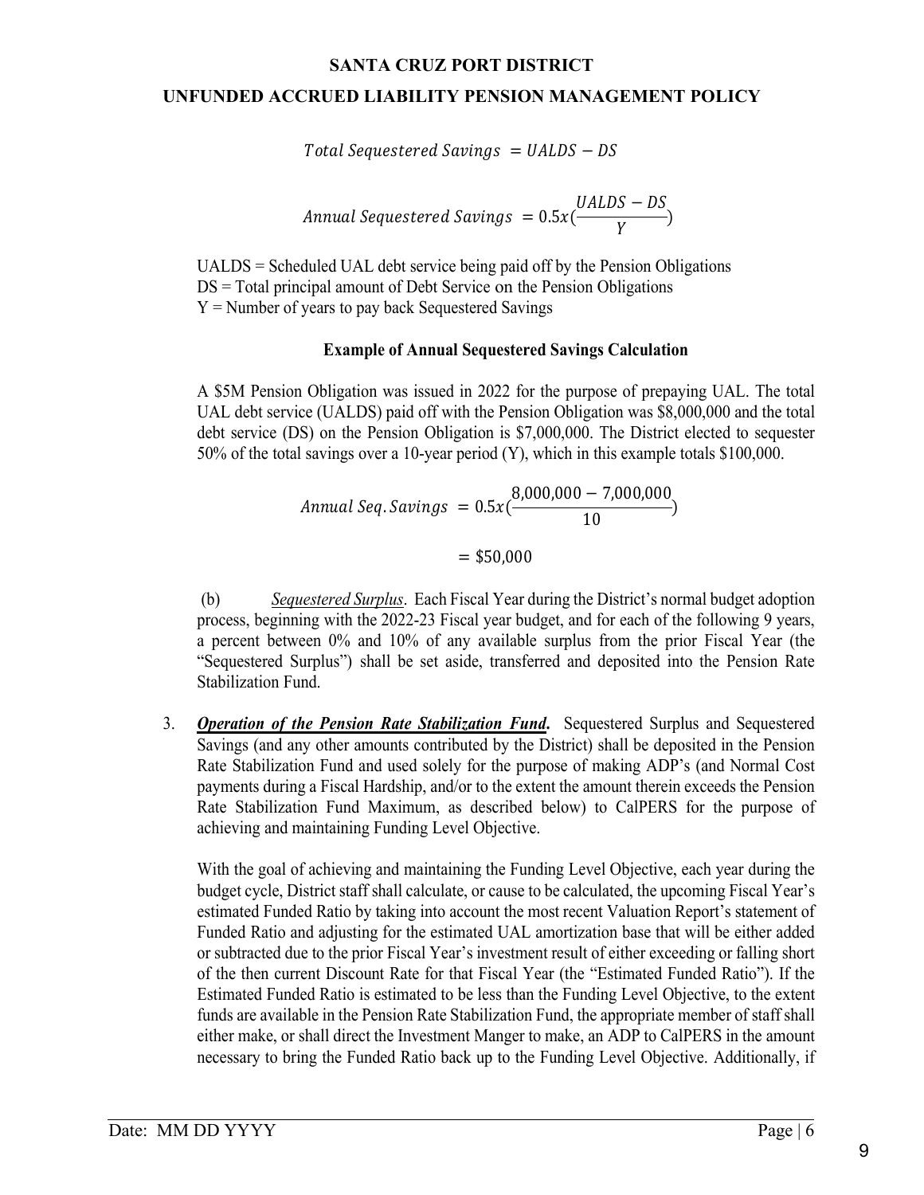**SANTA CRUZ PORT DISTRICT**

**UNFUNDED ACCRUED LIABILITY PENSION MANAGEMENT POLICY**

$$Total\ Sequestered\ Savings\ = UALDS - DS$$

$$Annual\ Sequestered\ Savings\ = 0.5x(\frac{UALDS - DS}{Y})$$

UALDS = Scheduled UAL debt service being paid off by the Pension Obligations
DS = Total principal amount of Debt Service on the Pension Obligations
Y = Number of years to pay back Sequestered Savings

**Example of Annual Sequestered Savings Calculation**

A $5M Pension Obligation was issued in 2022 for the purpose of prepaying UAL. The total UAL debt service (UALDS) paid off with the Pension Obligation was $8,000,000 and the total debt service (DS) on the Pension Obligation is $7,000,000. The District elected to sequester 50% of the total savings over a 10-year period (Y), which in this example totals $100,000.

$$Annual\ Seq.Savings\ = 0.5x(\frac{8,000,000 - 7,000,000}{10})$$

$$= \$50,000$$

(b) *Sequestered Surplus*. Each Fiscal Year during the District's normal budget adoption process, beginning with the 2022-23 Fiscal year budget, and for each of the following 9 years, a percent between 0% and 10% of any available surplus from the prior Fiscal Year (the "Sequestered Surplus") shall be set aside, transferred and deposited into the Pension Rate Stabilization Fund.

3. ***Operation of the Pension Rate Stabilization Fund*.** Sequestered Surplus and Sequestered Savings (and any other amounts contributed by the District) shall be deposited in the Pension Rate Stabilization Fund and used solely for the purpose of making ADP's (and Normal Cost payments during a Fiscal Hardship, and/or to the extent the amount therein exceeds the Pension Rate Stabilization Fund Maximum, as described below) to CalPERS for the purpose of achieving and maintaining Funding Level Objective.

With the goal of achieving and maintaining the Funding Level Objective, each year during the budget cycle, District staff shall calculate, or cause to be calculated, the upcoming Fiscal Year's estimated Funded Ratio by taking into account the most recent Valuation Report's statement of Funded Ratio and adjusting for the estimated UAL amortization base that will be either added or subtracted due to the prior Fiscal Year's investment result of either exceeding or falling short of the then current Discount Rate for that Fiscal Year (the "Estimated Funded Ratio"). If the Estimated Funded Ratio is estimated to be less than the Funding Level Objective, to the extent funds are available in the Pension Rate Stabilization Fund, the appropriate member of staff shall either make, or shall direct the Investment Manger to make, an ADP to CalPERS in the amount necessary to bring the Funded Ratio back up to the Funding Level Objective. Additionally, if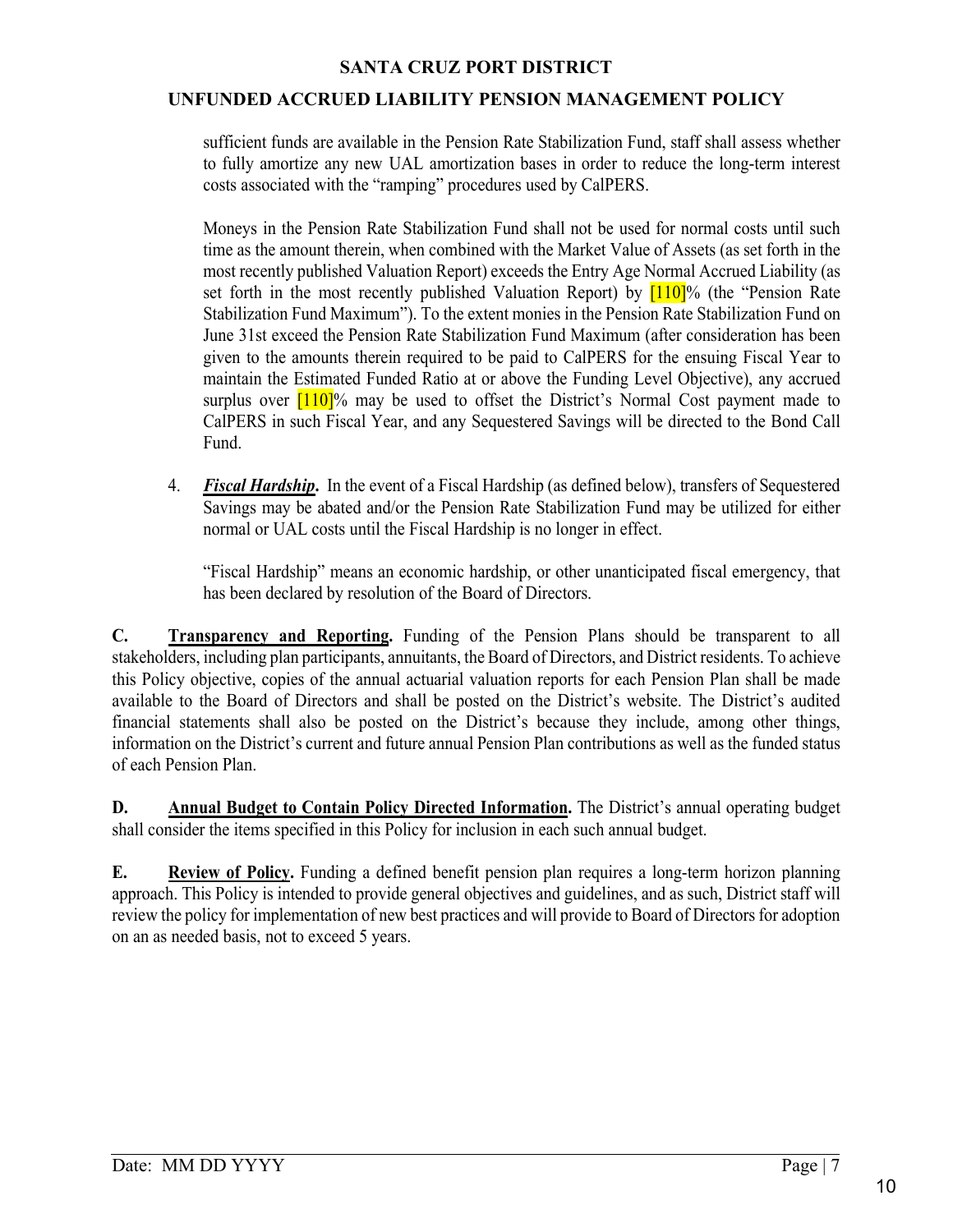sufficient funds are available in the Pension Rate Stabilization Fund, staff shall assess whether to fully amortize any new UAL amortization bases in order to reduce the long-term interest costs associated with the "ramping" procedures used by CalPERS.

Moneys in the Pension Rate Stabilization Fund shall not be used for normal costs until such time as the amount therein, when combined with the Market Value of Assets (as set forth in the most recently published Valuation Report) exceeds the Entry Age Normal Accrued Liability (as set forth in the most recently published Valuation Report) by [110]% (the "Pension Rate Stabilization Fund Maximum"). To the extent monies in the Pension Rate Stabilization Fund on June 31st exceed the Pension Rate Stabilization Fund Maximum (after consideration has been given to the amounts therein required to be paid to CalPERS for the ensuing Fiscal Year to maintain the Estimated Funded Ratio at or above the Funding Level Objective), any accrued surplus over [110]% may be used to offset the District's Normal Cost payment made to CalPERS in such Fiscal Year, and any Sequestered Savings will be directed to the Bond Call Fund.

4. ***Fiscal Hardship*.** In the event of a Fiscal Hardship (as defined below), transfers of Sequestered Savings may be abated and/or the Pension Rate Stabilization Fund may be utilized for either normal or UAL costs until the Fiscal Hardship is no longer in effect.

   "Fiscal Hardship" means an economic hardship, or other unanticipated fiscal emergency, that has been declared by resolution of the Board of Directors.

**C. Transparency and Reporting.** Funding of the Pension Plans should be transparent to all stakeholders, including plan participants, annuitants, the Board of Directors, and District residents. To achieve this Policy objective, copies of the annual actuarial valuation reports for each Pension Plan shall be made available to the Board of Directors and shall be posted on the District's website. The District's audited financial statements shall also be posted on the District's because they include, among other things, information on the District's current and future annual Pension Plan contributions as well as the funded status of each Pension Plan.

**D. Annual Budget to Contain Policy Directed Information.** The District's annual operating budget shall consider the items specified in this Policy for inclusion in each such annual budget.

**E. Review of Policy.** Funding a defined benefit pension plan requires a long-term horizon planning approach. This Policy is intended to provide general objectives and guidelines, and as such, District staff will review the policy for implementation of new best practices and will provide to Board of Directors for adoption on an as needed basis, not to exceed 5 years.